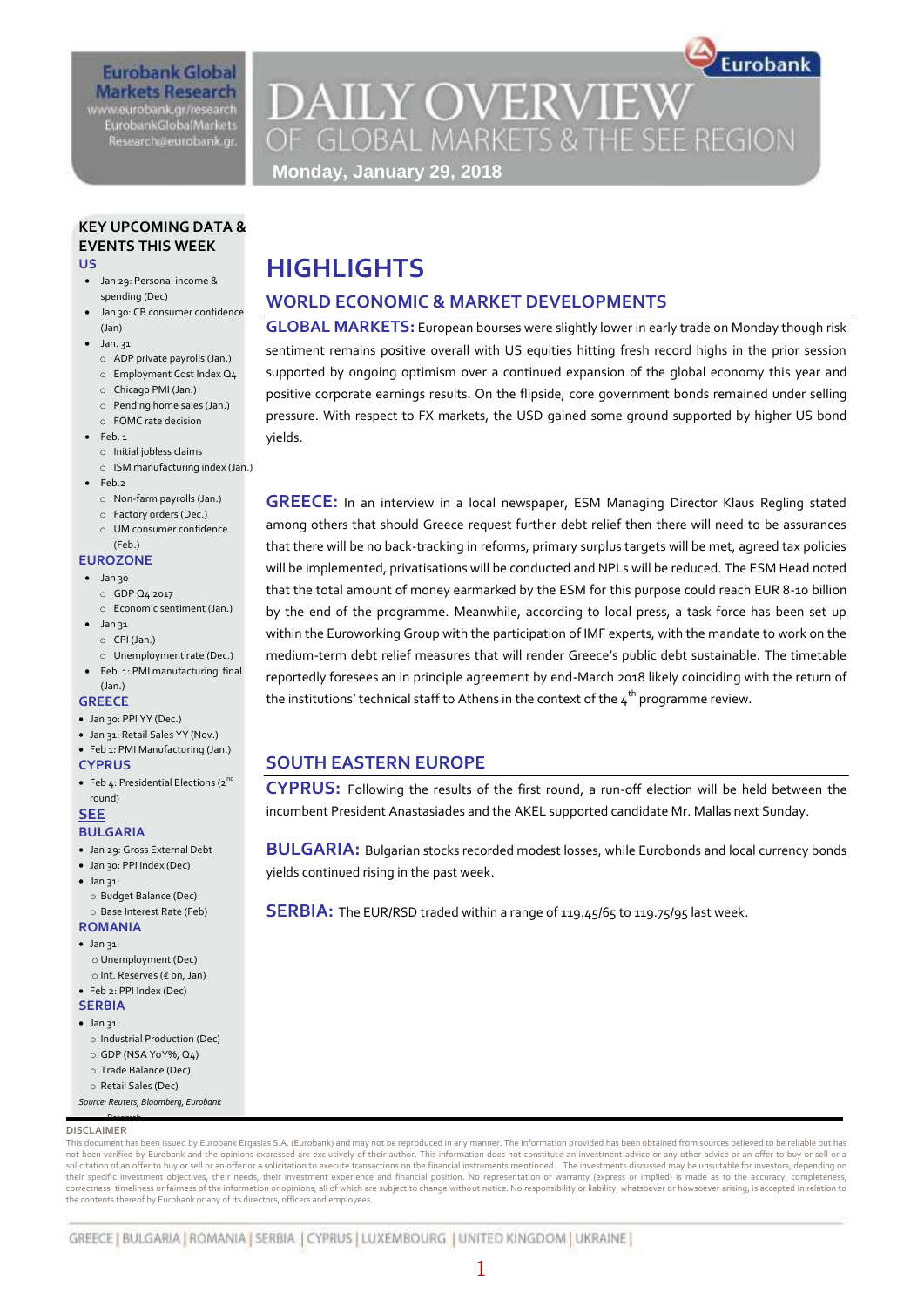Eurobank Global Markets Research
www.eurobank.gr/research
EurobankGlobalMarkets Research@eurobank.gr

# DAILY OVERVIEW OF GLOBAL MARKETS & THE SEE REGION

**Monday, January 29, 2018**

**KEY UPCOMING DATA & EVENTS THIS WEEK**

**US**

- Jan 29: Personal income & spending (Dec)
- Jan 30: CB consumer confidence (Jan)
- Jan. 31
  - ADP private payrolls (Jan.)
  - Employment Cost Index Q4
  - Chicago PMI (Jan.)
  - Pending home sales (Jan.)
  - FOMC rate decision
- Feb. 1
  - Initial jobless claims
  - ISM manufacturing index (Jan.)
- Feb.2
  - Non-farm payrolls (Jan.)
  - Factory orders (Dec.)
  - UM consumer confidence (Feb.)

**EUROZONE**

- Jan 30
  - GDP Q4 2017
  - Economic sentiment (Jan.)
- Jan 31
  - CPI (Jan.)
  - Unemployment rate (Dec.)
- Feb. 1: PMI manufacturing final (Jan.)

**GREECE**

- Jan 30: PPI YY (Dec.)
- Jan 31: Retail Sales YY (Nov.)
- Feb 1: PMI Manufacturing (Jan.)

**CYPRUS**

- Feb 4: Presidential Elections (2nd round)

**SEE**

**BULGARIA**

- Jan 29: Gross External Debt
- Jan 30: PPI Index (Dec)
- Jan 31:
  - Budget Balance (Dec)
  - Base Interest Rate (Feb)

**ROMANIA**

- Jan 31:
  - Unemployment (Dec)
  - Int. Reserves (€ bn, Jan)
- Feb 2: PPI Index (Dec)

**SERBIA**

- Jan 31:
  - Industrial Production (Dec)
  - GDP (NSA YoY%, Q4)
  - Trade Balance (Dec)
  - Retail Sales (Dec)

*Source: Reuters, Bloomberg, Eurobank Research*

# HIGHLIGHTS

## WORLD ECONOMIC & MARKET DEVELOPMENTS

**GLOBAL MARKETS:** European bourses were slightly lower in early trade on Monday though risk sentiment remains positive overall with US equities hitting fresh record highs in the prior session supported by ongoing optimism over a continued expansion of the global economy this year and positive corporate earnings results. On the flipside, core government bonds remained under selling pressure. With respect to FX markets, the USD gained some ground supported by higher US bond yields.

**GREECE:** In an interview in a local newspaper, ESM Managing Director Klaus Regling stated among others that should Greece request further debt relief then there will need to be assurances that there will be no back-tracking in reforms, primary surplus targets will be met, agreed tax policies will be implemented, privatisations will be conducted and NPLs will be reduced. The ESM Head noted that the total amount of money earmarked by the ESM for this purpose could reach EUR 8-10 billion by the end of the programme. Meanwhile, according to local press, a task force has been set up within the Euroworking Group with the participation of IMF experts, with the mandate to work on the medium-term debt relief measures that will render Greece's public debt sustainable. The timetable reportedly foresees an in principle agreement by end-March 2018 likely coinciding with the return of the institutions' technical staff to Athens in the context of the 4th programme review.

## SOUTH EASTERN EUROPE

**CYPRUS:** Following the results of the first round, a run-off election will be held between the incumbent President Anastasiades and the AKEL supported candidate Mr. Mallas next Sunday.

**BULGARIA:** Bulgarian stocks recorded modest losses, while Eurobonds and local currency bonds yields continued rising in the past week.

**SERBIA:** The EUR/RSD traded within a range of 119.45/65 to 119.75/95 last week.

**DISCLAIMER**

This document has been issued by Eurobank Ergasias S.A. (Eurobank) and may not be reproduced in any manner. The information provided has been obtained from sources believed to be reliable but has not been verified by Eurobank and the opinions expressed are exclusively of their author. This information does not constitute an investment advice or any other advice or an offer to buy or sell or a solicitation of an offer to buy or sell or an offer or a solicitation to execute transactions on the financial instruments mentioned.. The investments discussed may be unsuitable for investors, depending on their specific investment objectives, their needs, their investment experience and financial position. No representation or warranty (express or implied) is made as to the accuracy, completeness, correctness, timeliness or fairness of the information or opinions, all of which are subject to change without notice. No responsibility or liability, whatsoever or howsoever arising, is accepted in relation to the contents thereof by Eurobank or any of its directors, officers and employees.

GREECE | BULGARIA | ROMANIA | SERBIA | CYPRUS | LUXEMBOURG | UNITED KINGDOM | UKRAINE |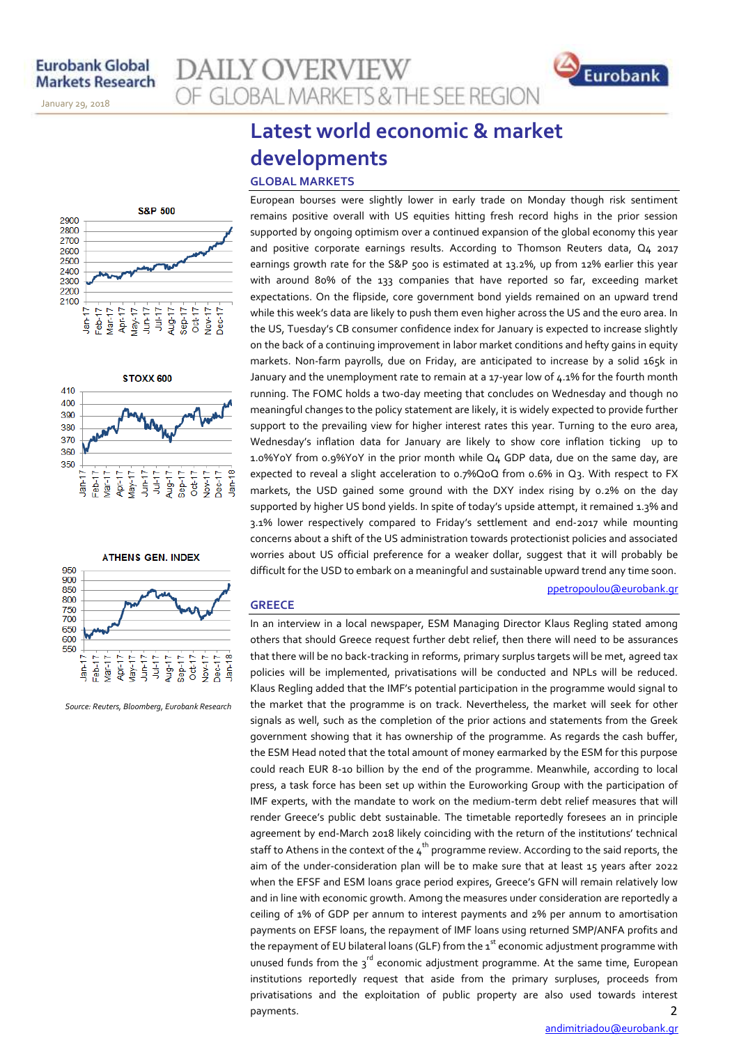# Latest world economic & market developments

## GLOBAL MARKETS

European bourses were slightly lower in early trade on Monday though risk sentiment remains positive overall with US equities hitting fresh record highs in the prior session supported by ongoing optimism over a continued expansion of the global economy this year and positive corporate earnings results. According to Thomson Reuters data, Q4 2017 earnings growth rate for the S&P 500 is estimated at 13.2%, up from 12% earlier this year with around 80% of the 133 companies that have reported so far, exceeding market expectations. On the flipside, core government bond yields remained on an upward trend while this week's data are likely to push them even higher across the US and the euro area. In the US, Tuesday's CB consumer confidence index for January is expected to increase slightly on the back of a continuing improvement in labor market conditions and hefty gains in equity markets. Non-farm payrolls, due on Friday, are anticipated to increase by a solid 165k in January and the unemployment rate to remain at a 17-year low of 4.1% for the fourth month running. The FOMC holds a two-day meeting that concludes on Wednesday and though no meaningful changes to the policy statement are likely, it is widely expected to provide further support to the prevailing view for higher interest rates this year. Turning to the euro area, Wednesday's inflation data for January are likely to show core inflation ticking up to 1.0%YoY from 0.9%YoY in the prior month while Q4 GDP data, due on the same day, are expected to reveal a slight acceleration to 0.7%QoQ from 0.6% in Q3. With respect to FX markets, the USD gained some ground with the DXY index rising by 0.2% on the day supported by higher US bond yields. In spite of today's upside attempt, it remained 1.3% and 3.1% lower respectively compared to Friday's settlement and end-2017 while mounting concerns about a shift of the US administration towards protectionist policies and associated worries about US official preference for a weaker dollar, suggest that it will probably be difficult for the USD to embark on a meaningful and sustainable upward trend any time soon.

ppetropoulou@eurobank.gr

## GREECE

In an interview in a local newspaper, ESM Managing Director Klaus Regling stated among others that should Greece request further debt relief, then there will need to be assurances that there will be no back-tracking in reforms, primary surplus targets will be met, agreed tax policies will be implemented, privatisations will be conducted and NPLs will be reduced. Klaus Regling added that the IMF's potential participation in the programme would signal to the market that the programme is on track. Nevertheless, the market will seek for other signals as well, such as the completion of the prior actions and statements from the Greek government showing that it has ownership of the programme. As regards the cash buffer, the ESM Head noted that the total amount of money earmarked by the ESM for this purpose could reach EUR 8-10 billion by the end of the programme. Meanwhile, according to local press, a task force has been set up within the Euroworking Group with the participation of IMF experts, with the mandate to work on the medium-term debt relief measures that will render Greece's public debt sustainable. The timetable reportedly foresees an in principle agreement by end-March 2018 likely coinciding with the return of the institutions' technical staff to Athens in the context of the 4th programme review. According to the said reports, the aim of the under-consideration plan will be to make sure that at least 15 years after 2022 when the EFSF and ESM loans grace period expires, Greece's GFN will remain relatively low and in line with economic growth. Among the measures under consideration are reportedly a ceiling of 1% of GDP per annum to interest payments and 2% per annum to amortisation payments on EFSF loans, the repayment of IMF loans using returned SMP/ANFA profits and the repayment of EU bilateral loans (GLF) from the 1st economic adjustment programme with unused funds from the 3rd economic adjustment programme. At the same time, European institutions reportedly request that aside from the primary surpluses, proceeds from privatisations and the exploitation of public property are also used towards interest payments.

andimitriadou@eurobank.gr

*Source: Reuters, Bloomberg, Eurobank Research*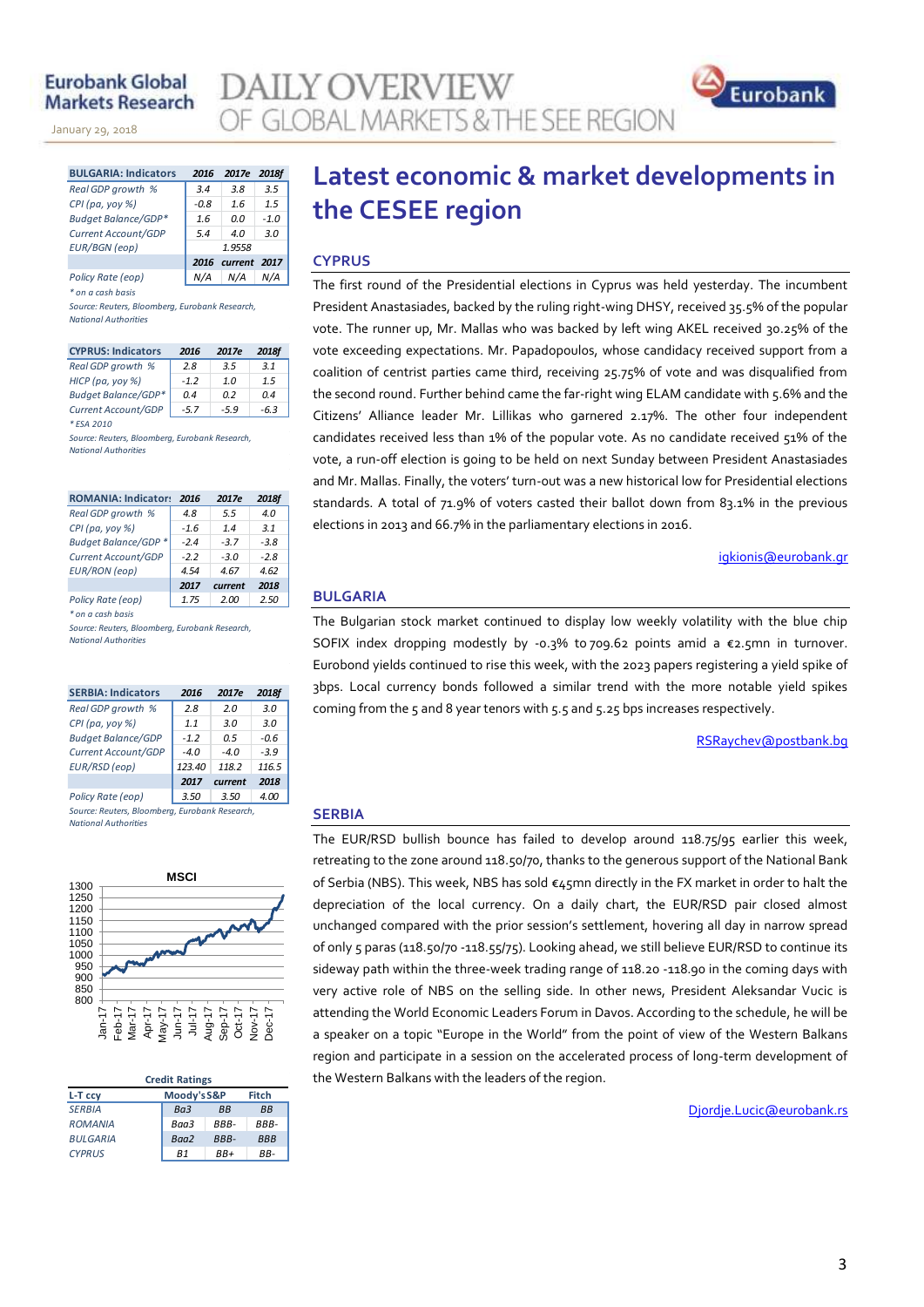# Latest economic & market developments in the CESEE region

## CYPRUS

The first round of the Presidential elections in Cyprus was held yesterday. The incumbent President Anastasiades, backed by the ruling right-wing DHSY, received 35.5% of the popular vote. The runner up, Mr. Mallas who was backed by left wing AKEL received 30.25% of the vote exceeding expectations. Mr. Papadopoulos, whose candidacy received support from a coalition of centrist parties came third, receiving 25.75% of vote and was disqualified from the second round. Further behind came the far-right wing ELAM candidate with 5.6% and the Citizens' Alliance leader Mr. Lillikas who garnered 2.17%. The other four independent candidates received less than 1% of the popular vote. As no candidate received 51% of the vote, a run-off election is going to be held on next Sunday between President Anastasiades and Mr. Mallas. Finally, the voters' turn-out was a new historical low for Presidential elections standards. A total of 71.9% of voters casted their ballot down from 83.1% in the previous elections in 2013 and 66.7% in the parliamentary elections in 2016.

igkionis@eurobank.gr

## BULGARIA

The Bulgarian stock market continued to display low weekly volatility with the blue chip SOFIX index dropping modestly by -0.3% to 709.62 points amid a €2.5mn in turnover. Eurobond yields continued to rise this week, with the 2023 papers registering a yield spike of 3bps. Local currency bonds followed a similar trend with the more notable yield spikes coming from the 5 and 8 year tenors with 5.5 and 5.25 bps increases respectively.

RSRaychev@postbank.bg

## SERBIA

The EUR/RSD bullish bounce has failed to develop around 118.75/95 earlier this week, retreating to the zone around 118.50/70, thanks to the generous support of the National Bank of Serbia (NBS). This week, NBS has sold €45mn directly in the FX market in order to halt the depreciation of the local currency. On a daily chart, the EUR/RSD pair closed almost unchanged compared with the prior session's settlement, hovering all day in narrow spread of only 5 paras (118.50/70 -118.55/75). Looking ahead, we still believe EUR/RSD to continue its sideway path within the three-week trading range of 118.20 -118.90 in the coming days with very active role of NBS on the selling side. In other news, President Aleksandar Vucic is attending the World Economic Leaders Forum in Davos. According to the schedule, he will be a speaker on a topic "Europe in the World" from the point of view of the Western Balkans region and participate in a session on the accelerated process of long-term development of the Western Balkans with the leaders of the region.

Djordje.Lucic@eurobank.rs

| BULGARIA: Indicators | 2016 | 2017e | 2018f |
|---|---|---|---|
| *Real GDP growth %* | 3.4 | 3.8 | 3.5 |
| *CPI (pa, yoy %)* | -0.8 | 1.6 | 1.5 |
| *Budget Balance/GDP** | 1.6 | 0.0 | -1.0 |
| *Current Account/GDP* | 5.4 | 4.0 | 3.0 |
| *EUR/BGN (eop)* | | 1.9558 | |
| | 2016 | current | 2017 |
| *Policy Rate (eop)* | N/A | N/A | N/A |

*\* on a cash basis*

*Source: Reuters, Bloomberg, Eurobank Research, National Authorities*

| CYPRUS: Indicators | 2016 | 2017e | 2018f |
|---|---|---|---|
| *Real GDP growth %* | 2.8 | 3.5 | 3.1 |
| *HICP (pa, yoy %)* | -1.2 | 1.0 | 1.5 |
| *Budget Balance/GDP** | 0.4 | 0.2 | 0.4 |
| *Current Account/GDP* | -5.7 | -5.9 | -6.3 |

*\* ESA 2010*

*Source: Reuters, Bloomberg, Eurobank Research, National Authorities*

| ROMANIA: Indicators | 2016 | 2017e | 2018f |
|---|---|---|---|
| *Real GDP growth %* | 4.8 | 5.5 | 4.0 |
| *CPI (pa, yoy %)* | -1.6 | 1.4 | 3.1 |
| *Budget Balance/GDP ** | -2.4 | -3.7 | -3.8 |
| *Current Account/GDP* | -2.2 | -3.0 | -2.8 |
| *EUR/RON (eop)* | 4.54 | 4.67 | 4.62 |
| | 2017 | current | 2018 |
| *Policy Rate (eop)* | 1.75 | 2.00 | 2.50 |

*\* on a cash basis*

*Source: Reuters, Bloomberg, Eurobank Research, National Authorities*

| SERBIA: Indicators | 2016 | 2017e | 2018f |
|---|---|---|---|
| *Real GDP growth %* | 2.8 | 2.0 | 3.0 |
| *CPI (pa, yoy %)* | 1.1 | 3.0 | 3.0 |
| *Budget Balance/GDP* | -1.2 | 0.5 | -0.6 |
| *Current Account/GDP* | -4.0 | -4.0 | -3.9 |
| *EUR/RSD (eop)* | 123.40 | 118.2 | 116.5 |
| | 2017 | current | 2018 |
| *Policy Rate (eop)* | 3.50 | 3.50 | 4.00 |

*Source: Reuters, Bloomberg, Eurobank Research, National Authorities*

**Credit Ratings**

| L-T ccy | Moody's | S&P | Fitch |
|---|---|---|---|
| *SERBIA* | Ba3 | BB | BB |
| *ROMANIA* | Baa3 | BBB- | BBB- |
| *BULGARIA* | Baa2 | BBB- | BBB |
| *CYPRUS* | B1 | BB+ | BB- |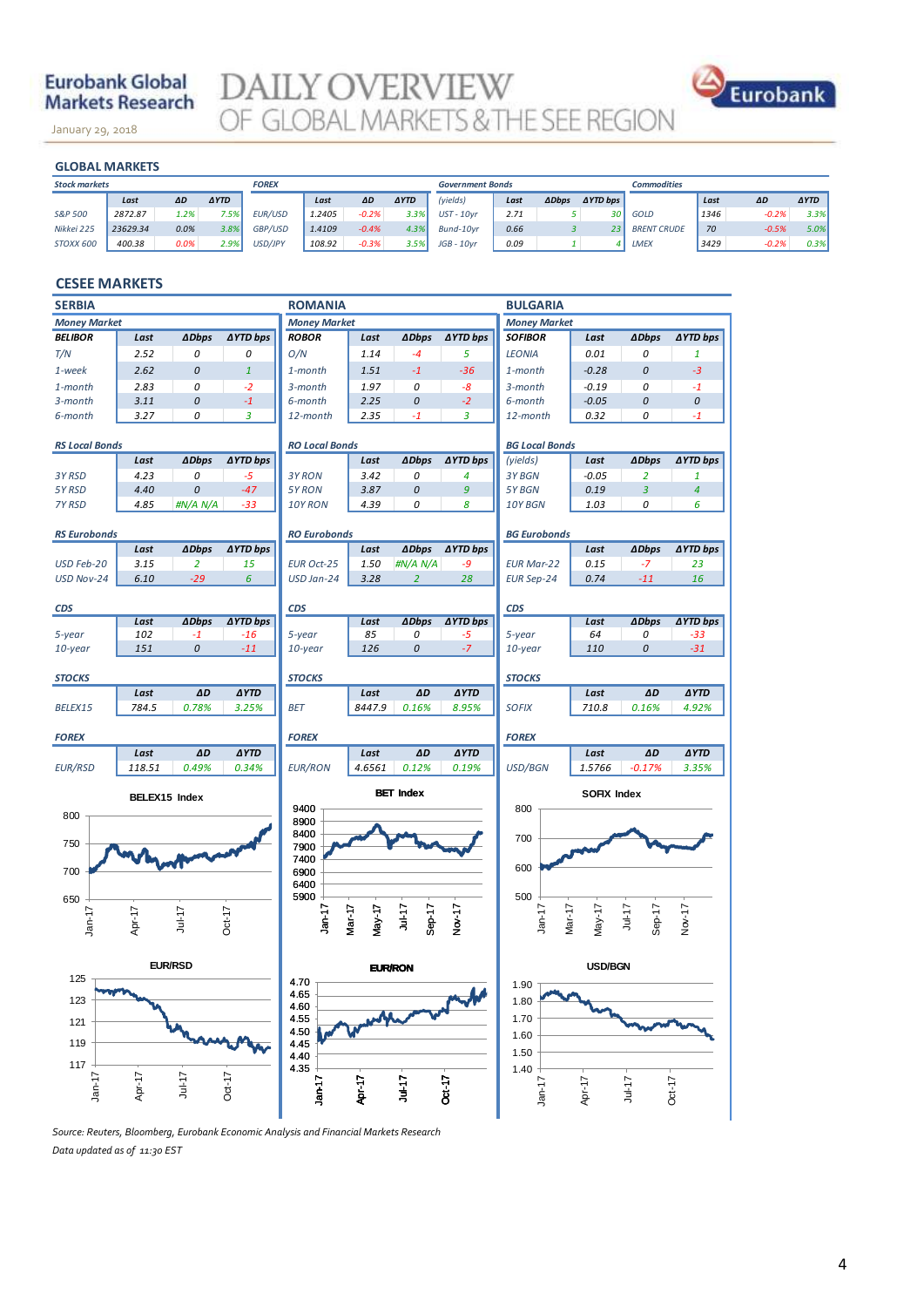Eurobank Global Markets Research

January 29, 2018

# DAILY OVERVIEW OF GLOBAL MARKETS & THE SEE REGION

## GLOBAL MARKETS

| Stock markets | Last | ΔD | ΔYTD | FOREX | Last | ΔD | ΔYTD | Government Bonds (yields) | Last | ΔDbps | ΔYTD bps | Commodities | Last | ΔD | ΔYTD |
|---|---|---|---|---|---|---|---|---|---|---|---|---|---|---|---|
| S&P 500 | 2872.87 | 1.2% | 7.5% | EUR/USD | 1.2405 | -0.2% | 3.3% | UST - 10yr | 2.71 | 5 | 30 | GOLD | 1346 | -0.2% | 3.3% |
| Nikkei 225 | 23629.34 | 0.0% | 3.8% | GBP/USD | 1.4109 | -0.4% | 4.3% | Bund-10yr | 0.66 | 3 | 23 | BRENT CRUDE | 70 | -0.5% | 5.0% |
| STOXX 600 | 400.38 | 0.0% | 2.9% | USD/JPY | 108.92 | -0.3% | 3.5% | JGB - 10yr | 0.09 | 1 | 4 | LMEX | 3429 | -0.2% | 0.3% |

## CESEE MARKETS

### SERBIA

**Money Market**

| BELIBOR | Last | ΔDbps | ΔYTD bps |
|---|---|---|---|
| T/N | 2.52 | 0 | 0 |
| 1-week | 2.62 | 0 | 1 |
| 1-month | 2.83 | 0 | -2 |
| 3-month | 3.11 | 0 | -1 |
| 6-month | 3.27 | 0 | 3 |

**RS Local Bonds**

| | Last | ΔDbps | ΔYTD bps |
|---|---|---|---|
| 3Y RSD | 4.23 | 0 | -5 |
| 5Y RSD | 4.40 | 0 | -47 |
| 7Y RSD | 4.85 | #N/A N/A | -33 |

**RS Eurobonds**

| | Last | ΔDbps | ΔYTD bps |
|---|---|---|---|
| USD Feb-20 | 3.15 | 2 | 15 |
| USD Nov-24 | 6.10 | -29 | 6 |

**CDS**

| | Last | ΔDbps | ΔYTD bps |
|---|---|---|---|
| 5-year | 102 | -1 | -16 |
| 10-year | 151 | 0 | -11 |

**STOCKS**

| | Last | ΔD | ΔYTD |
|---|---|---|---|
| BELEX15 | 784.5 | 0.78% | 3.25% |

**FOREX**

| | Last | ΔD | ΔYTD |
|---|---|---|---|
| EUR/RSD | 118.51 | 0.49% | 0.34% |

### ROMANIA

**Money Market**

| ROBOR | Last | ΔDbps | ΔYTD bps |
|---|---|---|---|
| O/N | 1.14 | -4 | 5 |
| 1-month | 1.51 | -1 | -36 |
| 3-month | 1.97 | 0 | -8 |
| 6-month | 2.25 | 0 | -2 |
| 12-month | 2.35 | -1 | 3 |

**RO Local Bonds**

| | Last | ΔDbps | ΔYTD bps |
|---|---|---|---|
| 3Y RON | 3.42 | 0 | 4 |
| 5Y RON | 3.87 | 0 | 9 |
| 10Y RON | 4.39 | 0 | 8 |

**RO Eurobonds**

| | Last | ΔDbps | ΔYTD bps |
|---|---|---|---|
| EUR Oct-25 | 1.50 | #N/A N/A | -9 |
| USD Jan-24 | 3.28 | 2 | 28 |

**CDS**

| | Last | ΔDbps | ΔYTD bps |
|---|---|---|---|
| 5-year | 85 | 0 | -5 |
| 10-year | 126 | 0 | -7 |

**STOCKS**

| | Last | ΔD | ΔYTD |
|---|---|---|---|
| BET | 8447.9 | 0.16% | 8.95% |

**FOREX**

| | Last | ΔD | ΔYTD |
|---|---|---|---|
| EUR/RON | 4.6561 | 0.12% | 0.19% |

### BULGARIA

**Money Market**

| SOFIBOR | Last | ΔDbps | ΔYTD bps |
|---|---|---|---|
| LEONIA | 0.01 | 0 | 1 |
| 1-month | -0.28 | 0 | -3 |
| 3-month | -0.19 | 0 | -1 |
| 6-month | -0.05 | 0 | 0 |
| 12-month | 0.32 | 0 | -1 |

**BG Local Bonds**

| (yields) | Last | ΔDbps | ΔYTD bps |
|---|---|---|---|
| 3Y BGN | -0.05 | 2 | 1 |
| 5Y BGN | 0.19 | 3 | 4 |
| 10Y BGN | 1.03 | 0 | 6 |

**BG Eurobonds**

| | Last | ΔDbps | ΔYTD bps |
|---|---|---|---|
| EUR Mar-22 | 0.15 | -7 | 23 |
| EUR Sep-24 | 0.74 | -11 | 16 |

**CDS**

| | Last | ΔDbps | ΔYTD bps |
|---|---|---|---|
| 5-year | 64 | 0 | -33 |
| 10-year | 110 | 0 | -31 |

**STOCKS**

| | Last | ΔD | ΔYTD |
|---|---|---|---|
| SOFIX | 710.8 | 0.16% | 4.92% |

**FOREX**

| | Last | ΔD | ΔYTD |
|---|---|---|---|
| USD/BGN | 1.5766 | -0.17% | 3.35% |

BELEX15 Index

BET Index

SOFIX Index

EUR/RSD

EUR/RON

USD/BGN

*Source: Reuters, Bloomberg, Eurobank Economic Analysis and Financial Markets Research*

*Data updated as of 11:30 EST*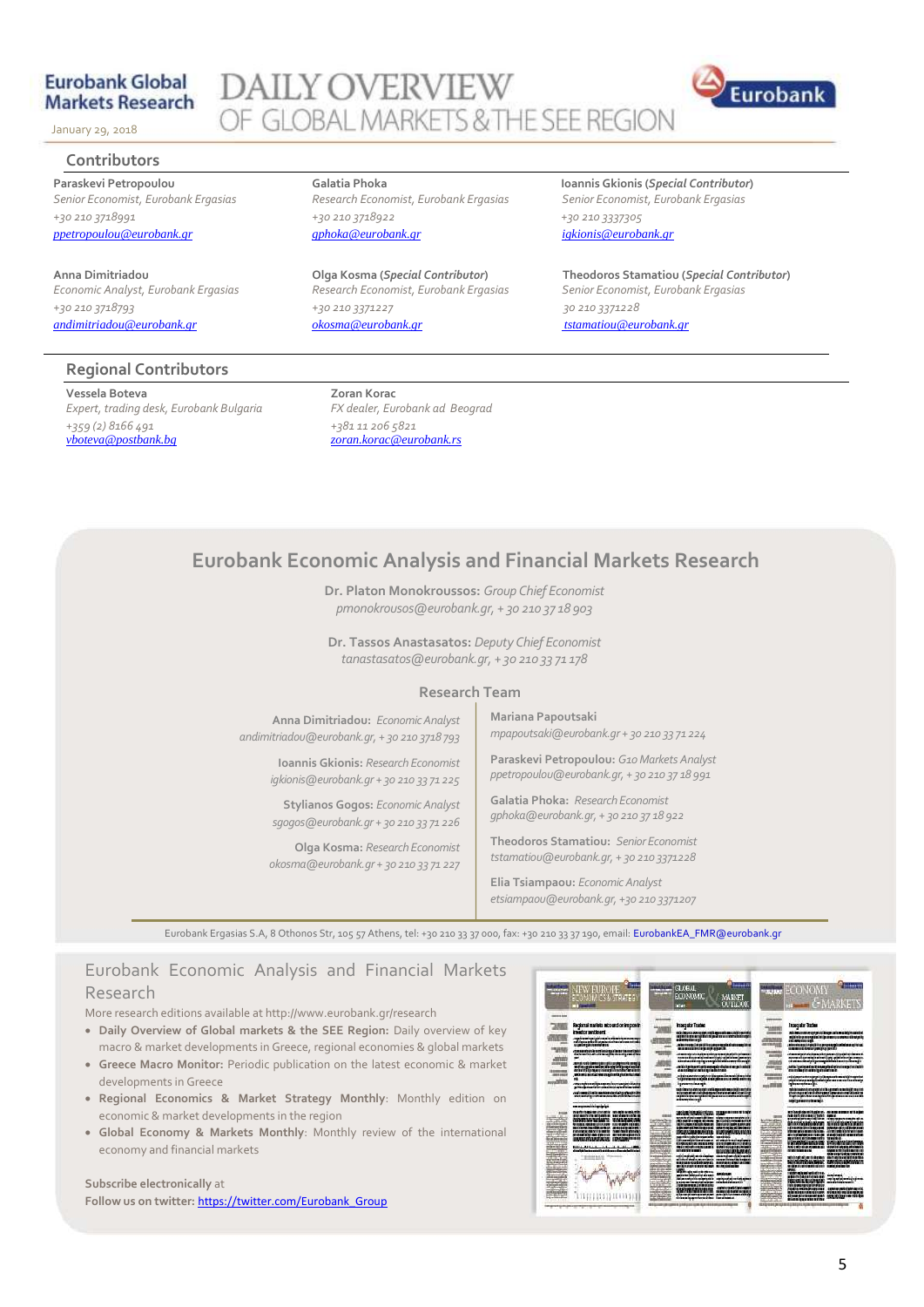## Contributors

**Paraskevi Petropoulou**
*Senior Economist, Eurobank Ergasias*
*+30 210 3718991*
ppetropoulou@eurobank.gr

**Galatia Phoka**
*Research Economist, Eurobank Ergasias*
*+30 210 3718922*
gphoka@eurobank.gr

**Ioannis Gkionis** (*Special Contributor*)
*Senior Economist, Eurobank Ergasias*
*+30 210 3337305*
igkionis@eurobank.gr

**Anna Dimitriadou**
*Economic Analyst, Eurobank Ergasias*
*+30 210 3718793*
andimitriadou@eurobank.gr

**Olga Kosma** (*Special Contributor*)
*Research Economist, Eurobank Ergasias*
*+30 210 3371227*
okosma@eurobank.gr

**Theodoros Stamatiou** (*Special Contributor*)
*Senior Economist, Eurobank Ergasias*
*30 210 3371228*
tstamatiou@eurobank.gr

## Regional Contributors

**Vessela Boteva**
*Expert, trading desk, Eurobank Bulgaria*
*+359 (2) 8166 491*
vboteva@postbank.bg

**Zoran Korac**
*FX dealer, Eurobank ad Beograd*
*+381 11 206 5821*
zoran.korac@eurobank.rs

## Eurobank Economic Analysis and Financial Markets Research

**Dr. Platon Monokroussos:** *Group Chief Economist*
*pmonokrousos@eurobank.gr, + 30 210 37 18 903*

**Dr. Tassos Anastasatos:** *Deputy Chief Economist*
*tanastasatos@eurobank.gr, + 30 210 33 71 178*

### Research Team

**Anna Dimitriadou:** *Economic Analyst*
*andimitriadou@eurobank.gr, + 30 210 3718 793*

**Ioannis Gkionis:** *Research Economist*
*igkionis@eurobank.gr + 30 210 33 71 225*

**Stylianos Gogos:** *Economic Analyst*
*sgogos@eurobank.gr + 30 210 33 71 226*

**Olga Kosma:** *Research Economist*
*okosma@eurobank.gr + 30 210 33 71 227*

**Mariana Papoutsaki**
*mpapoutsaki@eurobank.gr + 30 210 33 71 224*

**Paraskevi Petropoulou:** *G10 Markets Analyst*
*ppetropoulou@eurobank.gr, + 30 210 37 18 991*

**Galatia Phoka:** *Research Economist*
*gphoka@eurobank.gr, + 30 210 37 18 922*

**Theodoros Stamatiou:** *Senior Economist*
*tstamatiou@eurobank.gr, + 30 210 3371228*

**Elia Tsiampaou:** *Economic Analyst*
*etsiampaou@eurobank.gr, +30 210 3371207*

Eurobank Ergasias S.A, 8 Othonos Str, 105 57 Athens, tel: +30 210 33 37 000, fax: +30 210 33 37 190, email: EurobankEA_FMR@eurobank.gr

## Eurobank Economic Analysis and Financial Markets Research

More research editions available at http://www.eurobank.gr/research

- **Daily Overview of Global markets & the SEE Region:** Daily overview of key macro & market developments in Greece, regional economies & global markets
- **Greece Macro Monitor:** Periodic publication on the latest economic & market developments in Greece
- **Regional Economics & Market Strategy Monthly**: Monthly edition on economic & market developments in the region
- **Global Economy & Markets Monthly**: Monthly review of the international economy and financial markets

**Subscribe electronically** at
**Follow us on twitter:** https://twitter.com/Eurobank_Group